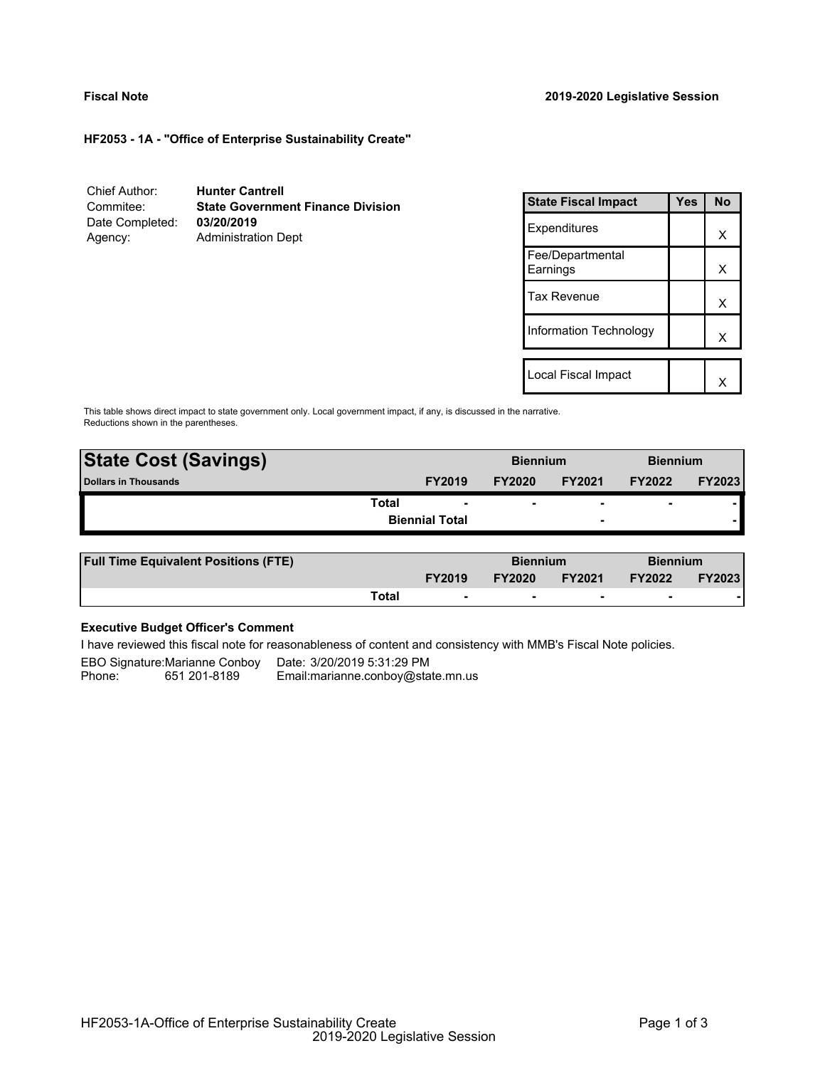**Fiscal Note** 　　　　**2019-2020 Legislative Session**

### HF2053 - 1A - "Office of Enterprise Sustainability Create"

| | |
|---|---|
| Chief Author: | **Hunter Cantrell** |
| Commitee: | **State Government Finance Division** |
| Date Completed: | **03/20/2019** |
| Agency: | Administration Dept |

| State Fiscal Impact | Yes | No |
|---|---|---|
| Expenditures | | X |
| Fee/Departmental Earnings | | X |
| Tax Revenue | | X |
| Information Technology | | X |
| Local Fiscal Impact | | X |

This table shows direct impact to state government only. Local government impact, if any, is discussed in the narrative. Reductions shown in the parentheses.

| **State Cost (Savings)** | | **Biennium** | | **Biennium** | |
|---|---|---|---|---|---|
| **Dollars in Thousands** | **FY2019** | **FY2020** | **FY2021** | **FY2022** | **FY2023** |
| **Total** | - | - | - | - | - |
| **Biennial Total** | | | - | | - |

| **Full Time Equivalent Positions (FTE)** | | **Biennium** | | **Biennium** | |
|---|---|---|---|---|---|
| | **FY2019** | **FY2020** | **FY2021** | **FY2022** | **FY2023** |
| **Total** | - | - | - | - | - |

**Executive Budget Officer's Comment**

I have reviewed this fiscal note for reasonableness of content and consistency with MMB's Fiscal Note policies.

EBO Signature: Marianne Conboy 　Date: 3/20/2019 5:31:29 PM
Phone: 651 201-8189 　Email: marianne.conboy@state.mn.us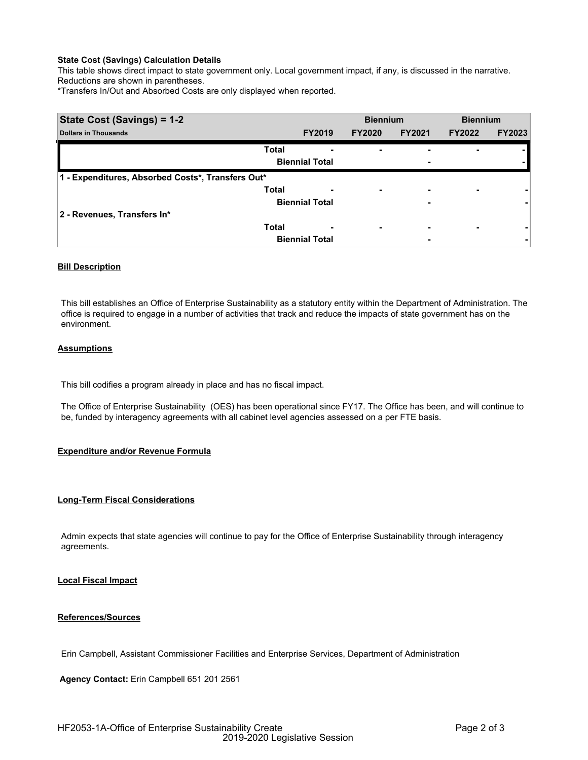**State Cost (Savings) Calculation Details**

This table shows direct impact to state government only. Local government impact, if any, is discussed in the narrative. Reductions are shown in parentheses.

*Transfers In/Out and Absorbed Costs are only displayed when reported.

| State Cost (Savings) = 1-2 | | | Biennium | | Biennium | |
|---|---|---|---|---|---|---|
| Dollars in Thousands | | FY2019 | FY2020 | FY2021 | FY2022 | FY2023 |
| | Total | - | - | - | - | - |
| | Biennial Total | | | - | | - |
| 1 - Expenditures, Absorbed Costs*, Transfers Out* | | | | | | |
| | Total | - | - | - | - | - |
| | Biennial Total | | | - | | - |
| 2 - Revenues, Transfers In* | | | | | | |
| | Total | - | - | - | - | - |
| | Biennial Total | | | - | | - |

**Bill Description**

This bill establishes an Office of Enterprise Sustainability as a statutory entity within the Department of Administration. The office is required to engage in a number of activities that track and reduce the impacts of state government has on the environment.

**Assumptions**

This bill codifies a program already in place and has no fiscal impact.

The Office of Enterprise Sustainability (OES) has been operational since FY17. The Office has been, and will continue to be, funded by interagency agreements with all cabinet level agencies assessed on a per FTE basis.

**Expenditure and/or Revenue Formula**

**Long-Term Fiscal Considerations**

Admin expects that state agencies will continue to pay for the Office of Enterprise Sustainability through interagency agreements.

**Local Fiscal Impact**

**References/Sources**

Erin Campbell, Assistant Commissioner Facilities and Enterprise Services, Department of Administration

**Agency Contact:** Erin Campbell 651 201 2561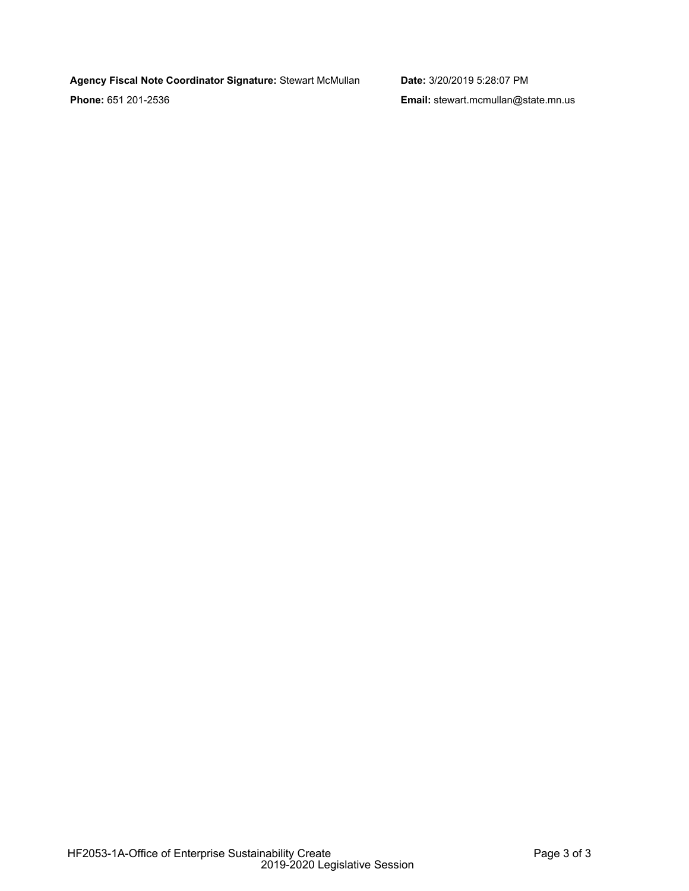**Agency Fiscal Note Coordinator Signature:** Stewart McMullan

**Date:** 3/20/2019 5:28:07 PM

**Phone:** 651 201-2536

**Email:** stewart.mcmullan@state.mn.us